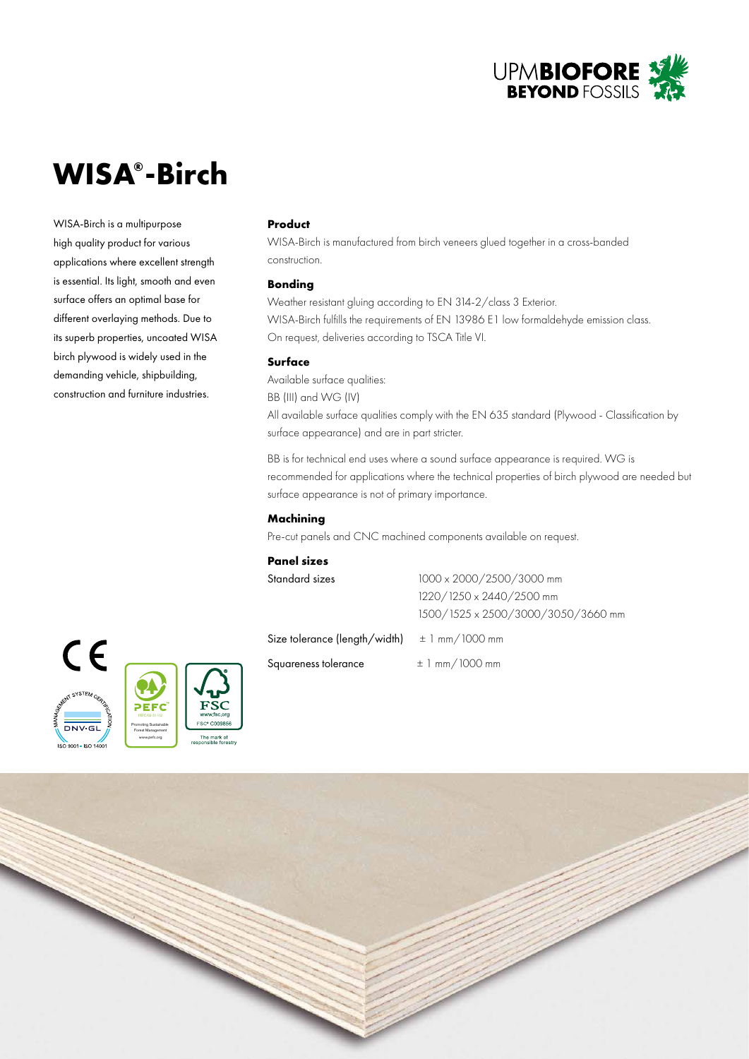# WISA®-Birch

WISA-Birch is a multipurpose high quality product for various applications where excellent strength is essential. Its light, smooth and even surface offers an optimal base for different overlaying methods. Due to its superb properties, uncoated WISA birch plywood is widely used in the demanding vehicle, shipbuilding, construction and furniture industries.

### Product

WISA-Birch is manufactured from birch veneers glued together in a cross-banded construction.

### Bonding

Weather resistant gluing according to EN 314-2/class 3 Exterior.
WISA-Birch fulfills the requirements of EN 13986 E1 low formaldehyde emission class.
On request, deliveries according to TSCA Title VI.

### Surface

Available surface qualities:
BB (III) and WG (IV)
All available surface qualities comply with the EN 635 standard (Plywood - Classification by surface appearance) and are in part stricter.

BB is for technical end uses where a sound surface appearance is required. WG is recommended for applications where the technical properties of birch plywood are needed but surface appearance is not of primary importance.

### Machining

Pre-cut panels and CNC machined components available on request.

### Panel sizes

| | |
|---|---|
| Standard sizes | 1000 x 2000/2500/3000 mm<br>1220/1250 x 2440/2500 mm<br>1500/1525 x 2500/3000/3050/3660 mm |
| Size tolerance (length/width) | ± 1 mm/1000 mm |
| Squareness tolerance | ± 1 mm/1000 mm |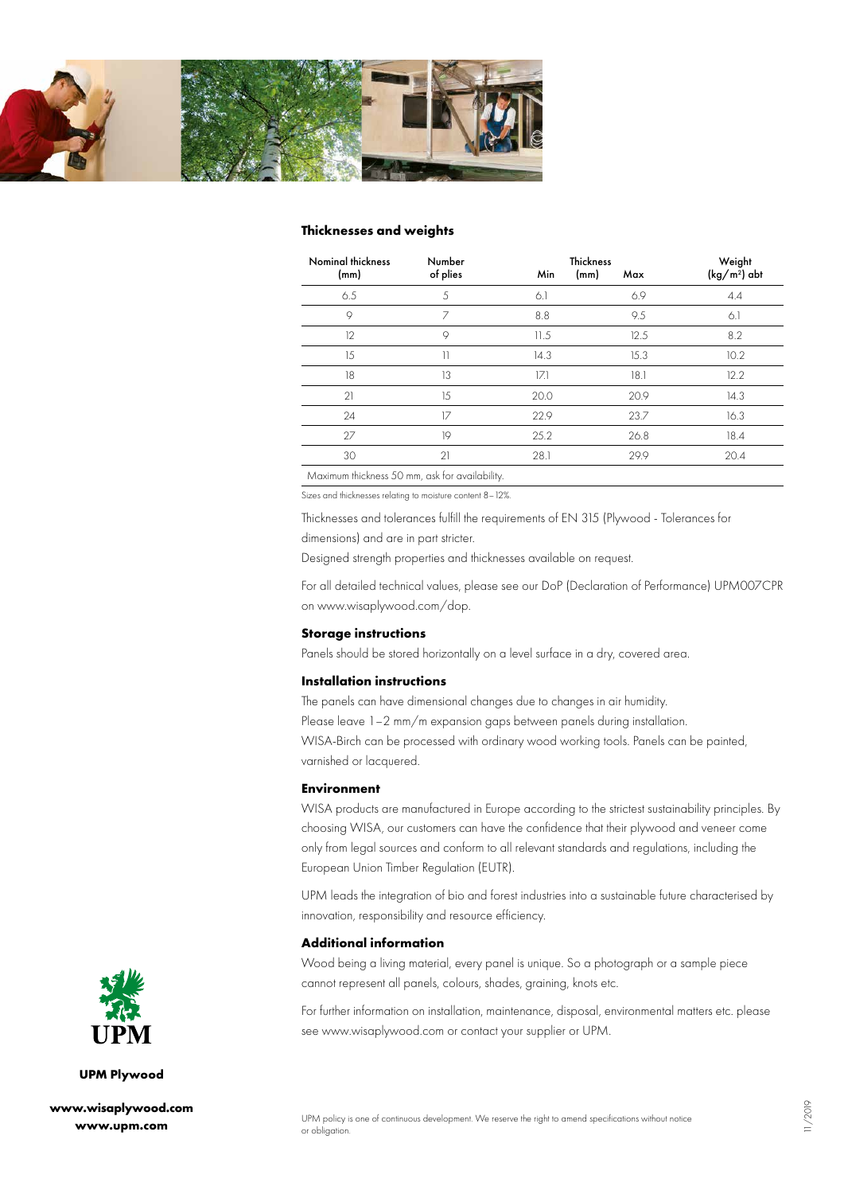### Thicknesses and weights

| Nominal thickness (mm) | Number of plies | Thickness (mm) Min | Thickness (mm) Max | Weight (kg/m²) abt |
|---|---|---|---|---|
| 6.5 | 5 | 6.1 | 6.9 | 4.4 |
| 9 | 7 | 8.8 | 9.5 | 6.1 |
| 12 | 9 | 11.5 | 12.5 | 8.2 |
| 15 | 11 | 14.3 | 15.3 | 10.2 |
| 18 | 13 | 17.1 | 18.1 | 12.2 |
| 21 | 15 | 20.0 | 20.9 | 14.3 |
| 24 | 17 | 22.9 | 23.7 | 16.3 |
| 27 | 19 | 25.2 | 26.8 | 18.4 |
| 30 | 21 | 28.1 | 29.9 | 20.4 |

Maximum thickness 50 mm, ask for availability.

Sizes and thicknesses relating to moisture content 8–12%.

Thicknesses and tolerances fulfill the requirements of EN 315 (Plywood - Tolerances for dimensions) and are in part stricter.
Designed strength properties and thicknesses available on request.

For all detailed technical values, please see our DoP (Declaration of Performance) UPM007CPR on www.wisaplywood.com/dop.

### Storage instructions

Panels should be stored horizontally on a level surface in a dry, covered area.

### Installation instructions

The panels can have dimensional changes due to changes in air humidity.
Please leave 1–2 mm/m expansion gaps between panels during installation.
WISA-Birch can be processed with ordinary wood working tools. Panels can be painted, varnished or lacquered.

### Environment

WISA products are manufactured in Europe according to the strictest sustainability principles. By choosing WISA, our customers can have the confidence that their plywood and veneer come only from legal sources and conform to all relevant standards and regulations, including the European Union Timber Regulation (EUTR).

UPM leads the integration of bio and forest industries into a sustainable future characterised by innovation, responsibility and resource efficiency.

### Additional information

Wood being a living material, every panel is unique. So a photograph or a sample piece cannot represent all panels, colours, shades, graining, knots etc.

For further information on installation, maintenance, disposal, environmental matters etc. please see www.wisaplywood.com or contact your supplier or UPM.

UPM

**UPM Plywood**

**www.wisaplywood.com**
**www.upm.com**

UPM policy is one of continuous development. We reserve the right to amend specifications without notice or obligation.

11/2019